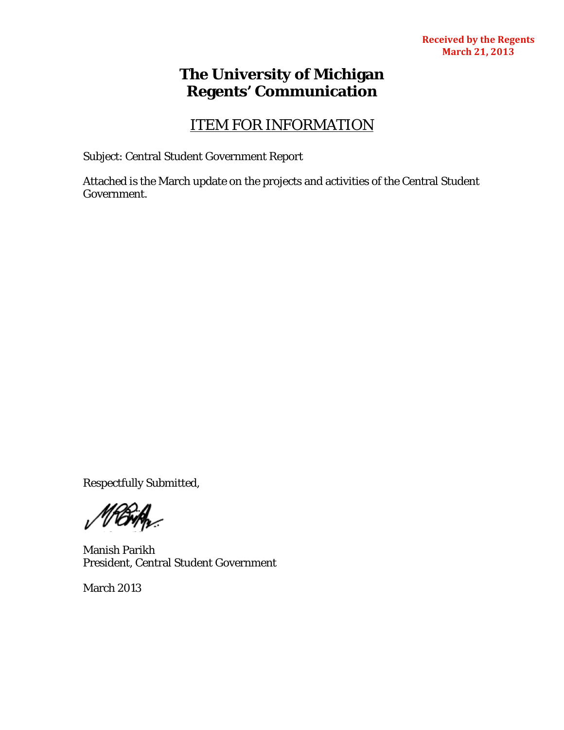**Received by the Regents**
**March 21, 2013**

# The University of Michigan
# Regents' Communication

## ITEM FOR INFORMATION

Subject: Central Student Government Report

Attached is the March update on the projects and activities of the Central Student Government.

Respectfully Submitted,

Manish Parikh
President, Central Student Government

March 2013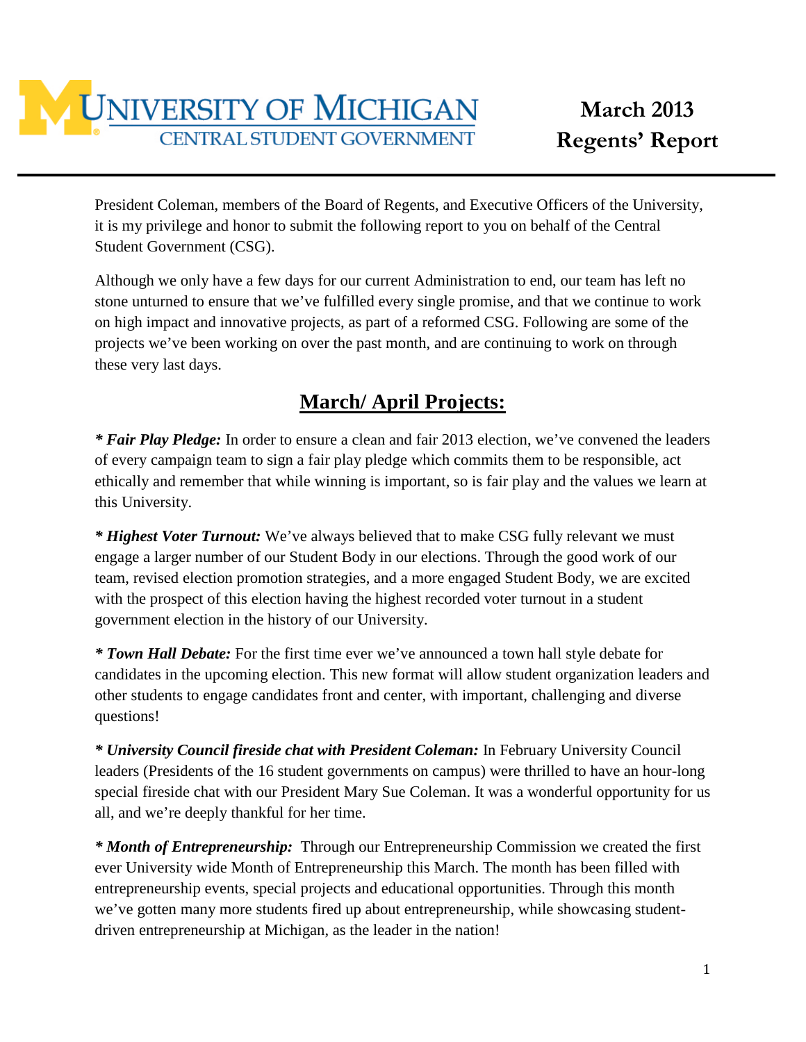# UNIVERSITY OF MICHIGAN
## CENTRAL STUDENT GOVERNMENT

**March 2013**
**Regents' Report**

President Coleman, members of the Board of Regents, and Executive Officers of the University, it is my privilege and honor to submit the following report to you on behalf of the Central Student Government (CSG).

Although we only have a few days for our current Administration to end, our team has left no stone unturned to ensure that we've fulfilled every single promise, and that we continue to work on high impact and innovative projects, as part of a reformed CSG. Following are some of the projects we've been working on over the past month, and are continuing to work on through these very last days.

## March/ April Projects:

*** *Fair Play Pledge:*** In order to ensure a clean and fair 2013 election, we've convened the leaders of every campaign team to sign a fair play pledge which commits them to be responsible, act ethically and remember that while winning is important, so is fair play and the values we learn at this University.

*** *Highest Voter Turnout:*** We've always believed that to make CSG fully relevant we must engage a larger number of our Student Body in our elections. Through the good work of our team, revised election promotion strategies, and a more engaged Student Body, we are excited with the prospect of this election having the highest recorded voter turnout in a student government election in the history of our University.

*** *Town Hall Debate:*** For the first time ever we've announced a town hall style debate for candidates in the upcoming election. This new format will allow student organization leaders and other students to engage candidates front and center, with important, challenging and diverse questions!

*** *University Council fireside chat with President Coleman:*** In February University Council leaders (Presidents of the 16 student governments on campus) were thrilled to have an hour-long special fireside chat with our President Mary Sue Coleman. It was a wonderful opportunity for us all, and we're deeply thankful for her time.

*** *Month of Entrepreneurship:*** Through our Entrepreneurship Commission we created the first ever University wide Month of Entrepreneurship this March. The month has been filled with entrepreneurship events, special projects and educational opportunities. Through this month we've gotten many more students fired up about entrepreneurship, while showcasing student-driven entrepreneurship at Michigan, as the leader in the nation!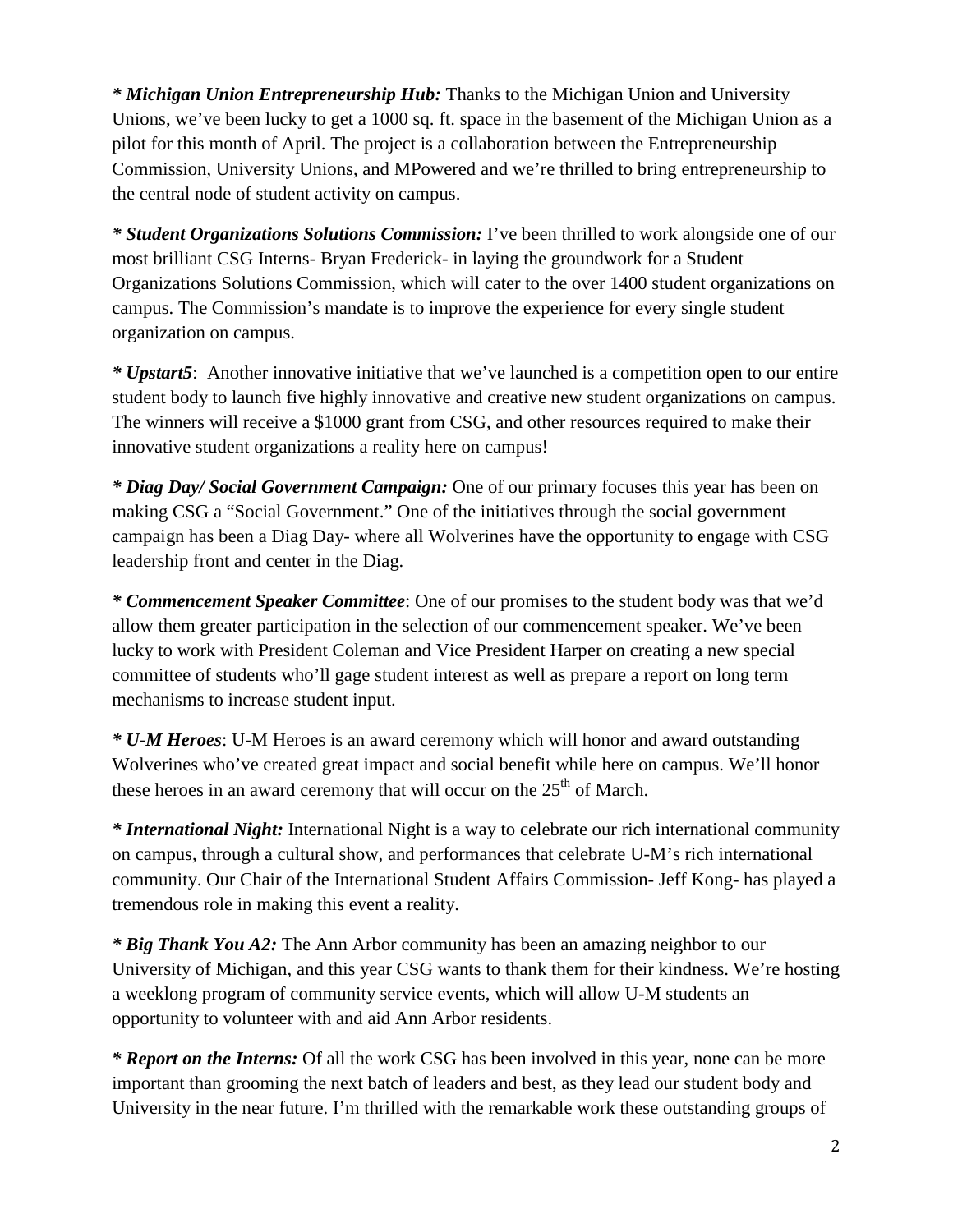*** Michigan Union Entrepreneurship Hub:*** Thanks to the Michigan Union and University Unions, we've been lucky to get a 1000 sq. ft. space in the basement of the Michigan Union as a pilot for this month of April. The project is a collaboration between the Entrepreneurship Commission, University Unions, and MPowered and we're thrilled to bring entrepreneurship to the central node of student activity on campus.

*** Student Organizations Solutions Commission:*** I've been thrilled to work alongside one of our most brilliant CSG Interns- Bryan Frederick- in laying the groundwork for a Student Organizations Solutions Commission, which will cater to the over 1400 student organizations on campus. The Commission's mandate is to improve the experience for every single student organization on campus.

*** Upstart5***: Another innovative initiative that we've launched is a competition open to our entire student body to launch five highly innovative and creative new student organizations on campus. The winners will receive a $1000 grant from CSG, and other resources required to make their innovative student organizations a reality here on campus!

*** Diag Day/ Social Government Campaign:*** One of our primary focuses this year has been on making CSG a "Social Government." One of the initiatives through the social government campaign has been a Diag Day- where all Wolverines have the opportunity to engage with CSG leadership front and center in the Diag.

*** Commencement Speaker Committee***: One of our promises to the student body was that we'd allow them greater participation in the selection of our commencement speaker. We've been lucky to work with President Coleman and Vice President Harper on creating a new special committee of students who'll gage student interest as well as prepare a report on long term mechanisms to increase student input.

*** U-M Heroes***: U-M Heroes is an award ceremony which will honor and award outstanding Wolverines who've created great impact and social benefit while here on campus. We'll honor these heroes in an award ceremony that will occur on the 25th of March.

*** International Night:*** International Night is a way to celebrate our rich international community on campus, through a cultural show, and performances that celebrate U-M's rich international community. Our Chair of the International Student Affairs Commission- Jeff Kong- has played a tremendous role in making this event a reality.

*** Big Thank You A2:*** The Ann Arbor community has been an amazing neighbor to our University of Michigan, and this year CSG wants to thank them for their kindness. We're hosting a weeklong program of community service events, which will allow U-M students an opportunity to volunteer with and aid Ann Arbor residents.

*** Report on the Interns:*** Of all the work CSG has been involved in this year, none can be more important than grooming the next batch of leaders and best, as they lead our student body and University in the near future. I'm thrilled with the remarkable work these outstanding groups of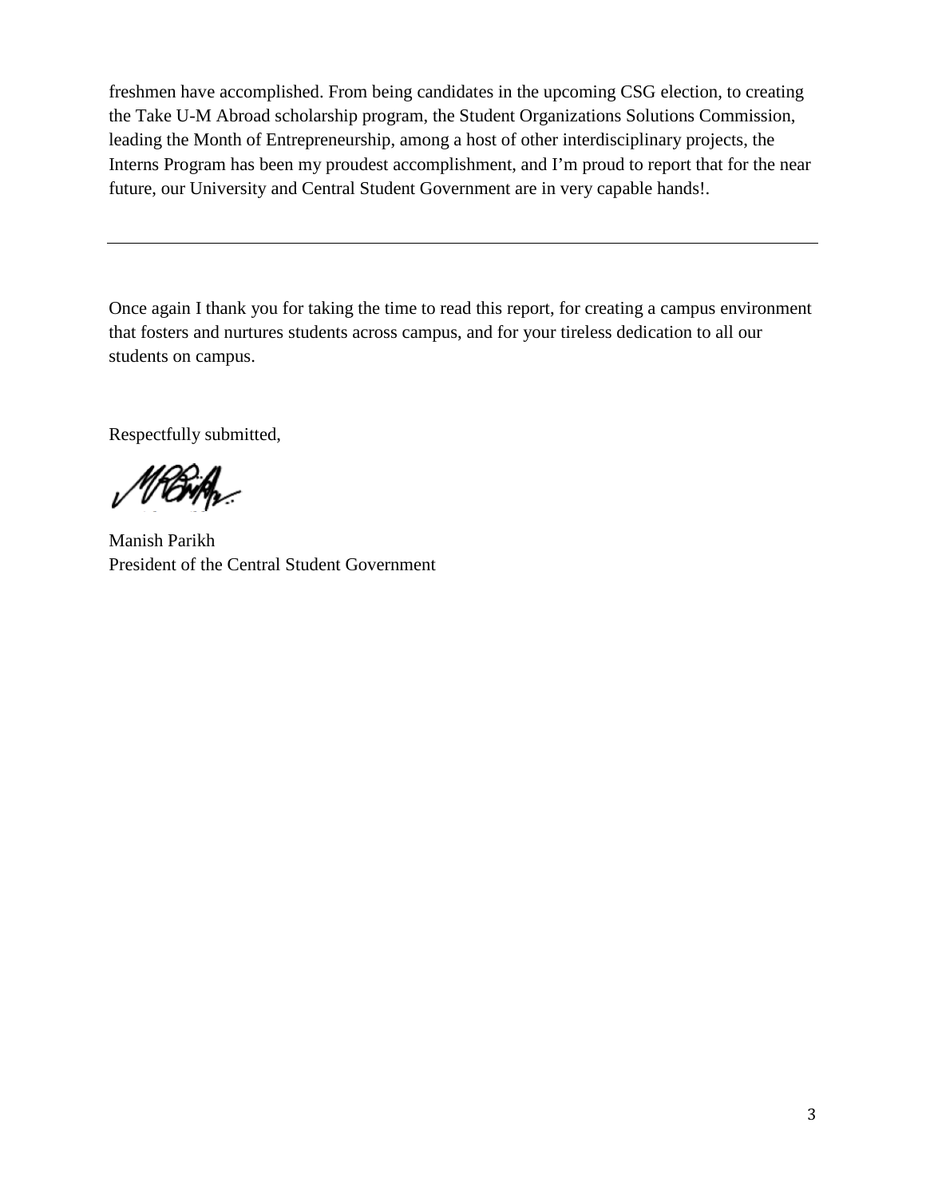freshmen have accomplished. From being candidates in the upcoming CSG election, to creating the Take U-M Abroad scholarship program, the Student Organizations Solutions Commission, leading the Month of Entrepreneurship, among a host of other interdisciplinary projects, the Interns Program has been my proudest accomplishment, and I'm proud to report that for the near future, our University and Central Student Government are in very capable hands!.

---

Once again I thank you for taking the time to read this report, for creating a campus environment that fosters and nurtures students across campus, and for your tireless dedication to all our students on campus.

Respectfully submitted,

Manish Parikh
President of the Central Student Government